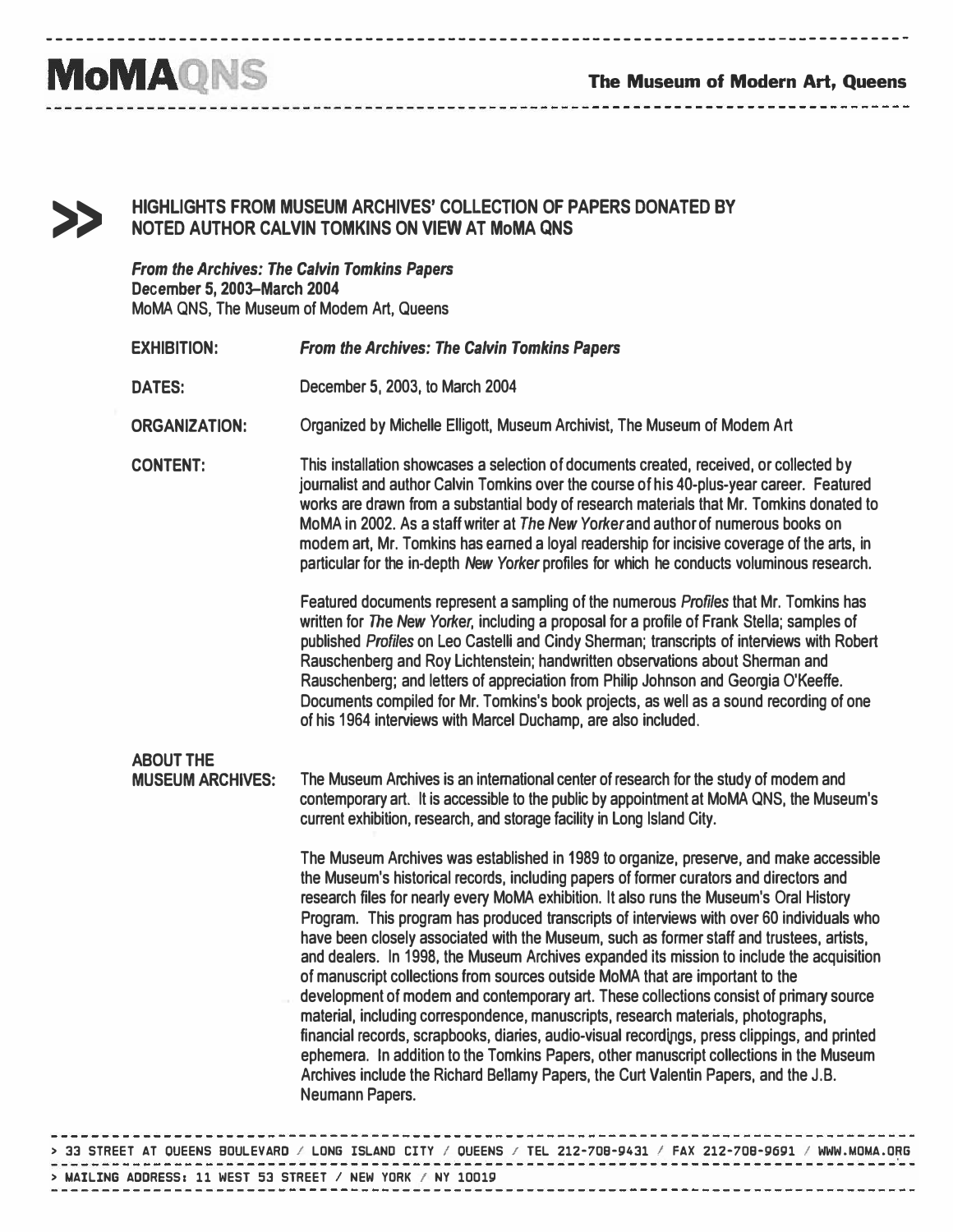# MoMA QNS

**The Museum of Modern Art, Queens**

## >> HIGHLIGHTS FROM MUSEUM ARCHIVES' COLLECTION OF PAPERS DONATED BY NOTED AUTHOR CALVIN TOMKINS ON VIEW AT MoMA QNS

***From the Archives: The Calvin Tomkins Papers***
**December 5, 2003–March 2004**
MoMA QNS, The Museum of Modem Art, Queens

**EXHIBITION:** ***From the Archives: The Calvin Tomkins Papers***

**DATES:** December 5, 2003, to March 2004

**ORGANIZATION:** Organized by Michelle Elligott, Museum Archivist, The Museum of Modem Art

**CONTENT:** This installation showcases a selection of documents created, received, or collected by journalist and author Calvin Tomkins over the course of his 40-plus-year career. Featured works are drawn from a substantial body of research materials that Mr. Tomkins donated to MoMA in 2002. As a staff writer at *The New Yorker* and author of numerous books on modem art, Mr. Tomkins has earned a loyal readership for incisive coverage of the arts, in particular for the in-depth *New Yorker* profiles for which he conducts voluminous research.

Featured documents represent a sampling of the numerous *Profiles* that Mr. Tomkins has written for *The New Yorker*, including a proposal for a profile of Frank Stella; samples of published *Profiles* on Leo Castelli and Cindy Sherman; transcripts of interviews with Robert Rauschenberg and Roy Lichtenstein; handwritten observations about Sherman and Rauschenberg; and letters of appreciation from Philip Johnson and Georgia O'Keeffe. Documents compiled for Mr. Tomkins's book projects, as well as a sound recording of one of his 1964 interviews with Marcel Duchamp, are also included.

**ABOUT THE MUSEUM ARCHIVES:** The Museum Archives is an international center of research for the study of modem and contemporary art. It is accessible to the public by appointment at MoMA QNS, the Museum's current exhibition, research, and storage facility in Long Island City.

The Museum Archives was established in 1989 to organize, preserve, and make accessible the Museum's historical records, including papers of former curators and directors and research files for nearly every MoMA exhibition. It also runs the Museum's Oral History Program. This program has produced transcripts of interviews with over 60 individuals who have been closely associated with the Museum, such as former staff and trustees, artists, and dealers. In 1998, the Museum Archives expanded its mission to include the acquisition of manuscript collections from sources outside MoMA that are important to the development of modem and contemporary art. These collections consist of primary source material, including correspondence, manuscripts, research materials, photographs, financial records, scrapbooks, diaries, audio-visual recordings, press clippings, and printed ephemera. In addition to the Tomkins Papers, other manuscript collections in the Museum Archives include the Richard Bellamy Papers, the Curt Valentin Papers, and the J.B. Neumann Papers.

> 33 STREET AT QUEENS BOULEVARD / LONG ISLAND CITY / QUEENS / TEL 212-708-9431 / FAX 212-708-9691 / WWW.MOMA.ORG

> MAILING ADDRESS: 11 WEST 53 STREET / NEW YORK / NY 10019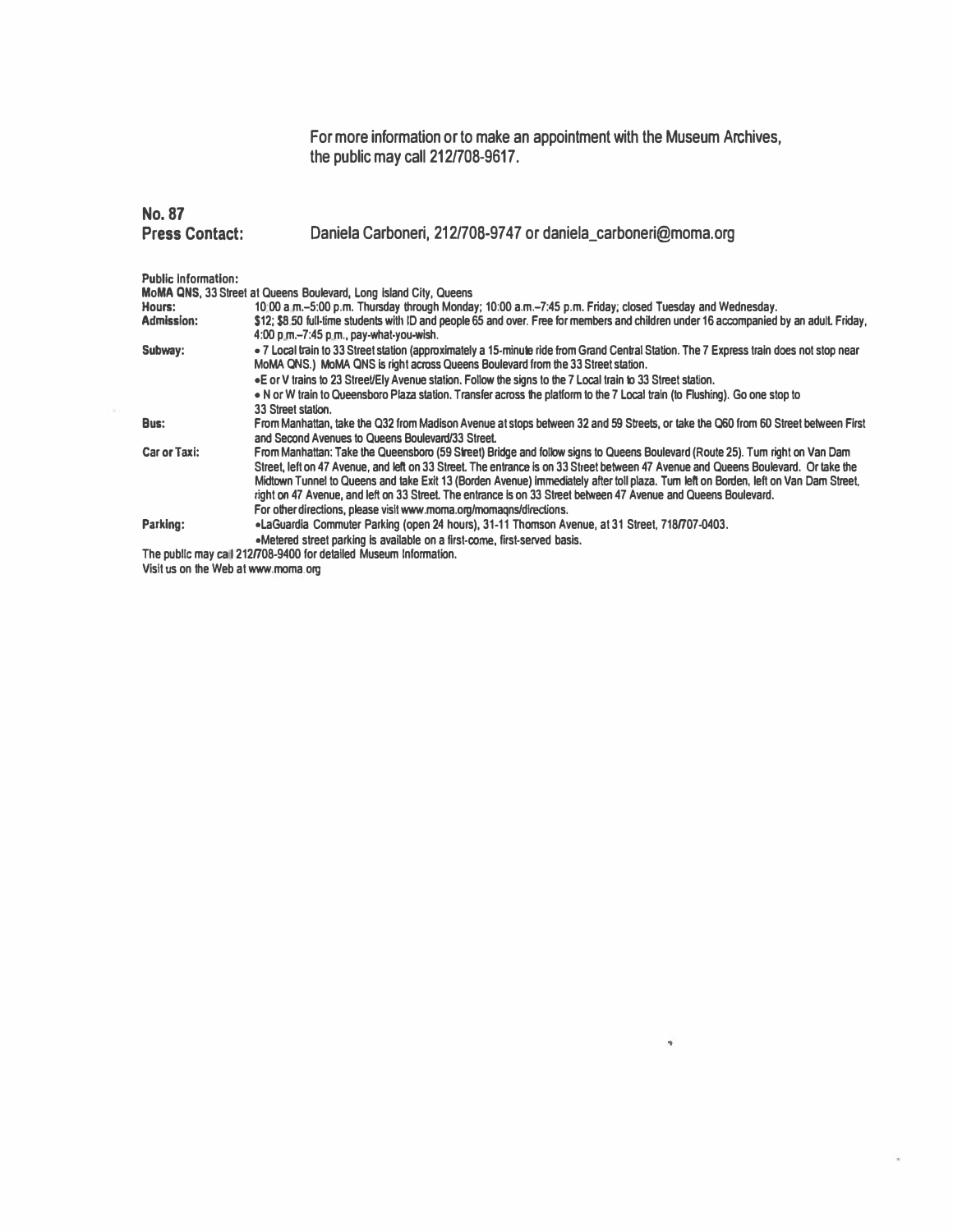For more information or to make an appointment with the Museum Archives, the public may call 212/708-9617.

**No. 87**

**Press Contact:** Daniela Carboneri, 212/708-9747 or daniela_carboneri@moma.org

**Public Information:**

**MoMA QNS**, 33 Street at Queens Boulevard, Long Island City, Queens

| | |
|---|---|
| **Hours:** | 10:00 a.m.–5:00 p.m. Thursday through Monday; 10:00 a.m.–7:45 p.m. Friday; closed Tuesday and Wednesday. |
| **Admission:** | $12; $8.50 full-time students with ID and people 65 and over. Free for members and children under 16 accompanied by an adult. Friday, 4:00 p.m.–7:45 p.m., pay-what-you-wish. |
| **Subway:** | • 7 Local train to 33 Street station (approximately a 15-minute ride from Grand Central Station. The 7 Express train does not stop near MoMA QNS.) MoMA QNS is right across Queens Boulevard from the 33 Street station.<br>•E or V trains to 23 Street/Ely Avenue station. Follow the signs to the 7 Local train to 33 Street station.<br>• N or W train to Queensboro Plaza station. Transfer across the platform to the 7 Local train (to Flushing). Go one stop to 33 Street station. |
| **Bus:** | From Manhattan, take the Q32 from Madison Avenue at stops between 32 and 59 Streets, or take the Q60 from 60 Street between First and Second Avenues to Queens Boulevard/33 Street. |
| **Car or Taxi:** | From Manhattan: Take the Queensboro (59 Street) Bridge and follow signs to Queens Boulevard (Route 25). Turn right on Van Dam Street, left on 47 Avenue, and left on 33 Street. The entrance is on 33 Street between 47 Avenue and Queens Boulevard. Or take the Midtown Tunnel to Queens and take Exit 13 (Borden Avenue) immediately after toll plaza. Turn left on Borden, left on Van Dam Street, right on 47 Avenue, and left on 33 Street. The entrance is on 33 Street between 47 Avenue and Queens Boulevard.<br>For other directions, please visit www.moma.org/momaqns/directions. |
| **Parking:** | •LaGuardia Commuter Parking (open 24 hours), 31-11 Thomson Avenue, at 31 Street, 718/707-0403.<br>•Metered street parking is available on a first-come, first-served basis. |

The public may call 212/708-9400 for detailed Museum Information.

Visit us on the Web at www.moma.org